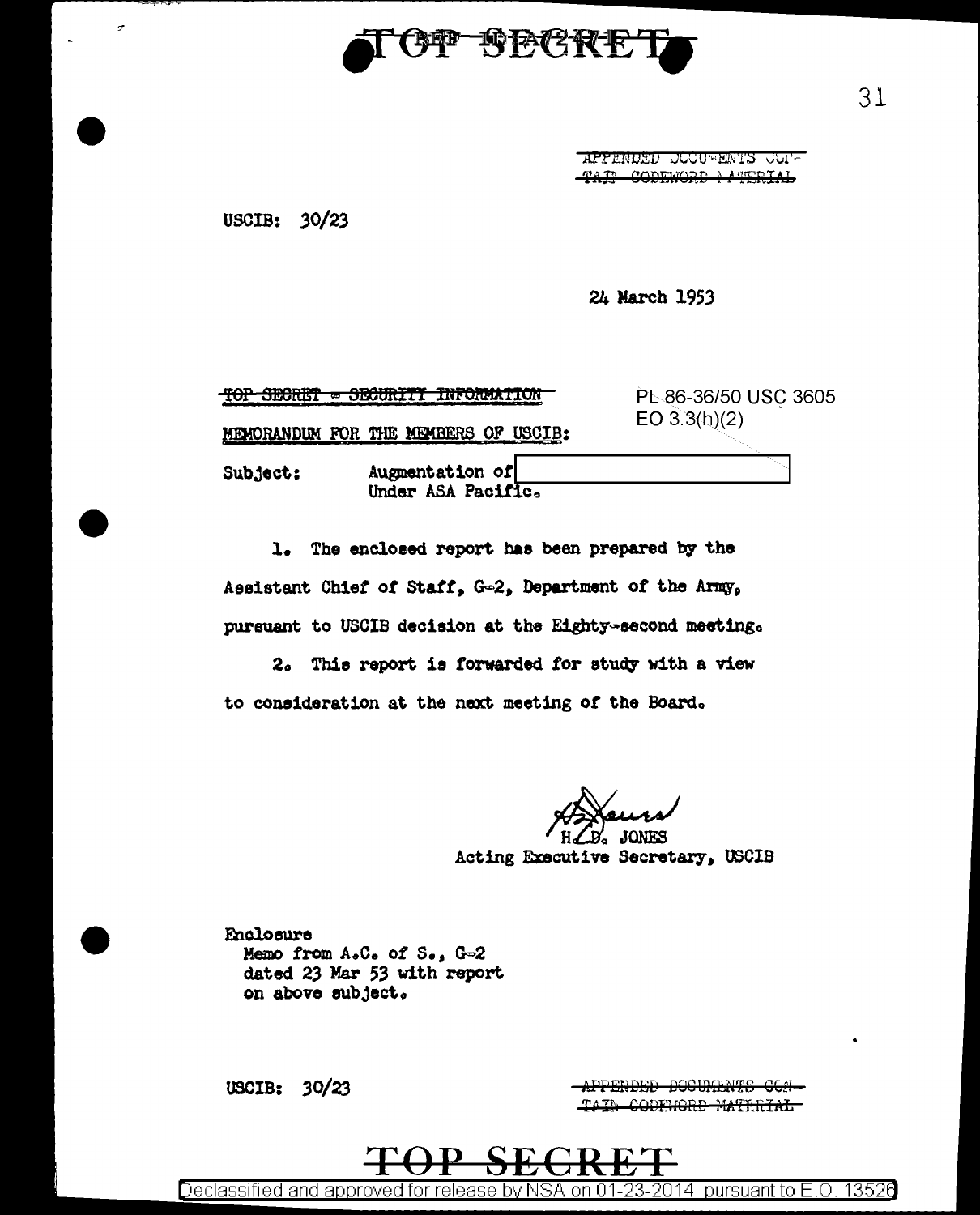TOP SECRET

APPENDED DOCUMENTS CONTAIN CODEWORD MATERIAL

USCIB: 30/23

24 March 1953

TOP SECRET - SECURITY INFORMATION

PL 86-36/50 USC 3605
EO 3.3(h)(2)

MEMORANDUM FOR THE MEMBERS OF USCIB:

Subject: Augmentation of [REDACTED] Under ASA Pacific.

1. The enclosed report has been prepared by the Assistant Chief of Staff, G-2, Department of the Army, pursuant to USCIB decision at the Eighty-second meeting.

2. This report is forwarded for study with a view to consideration at the next meeting of the Board.

H. D. JONES
Acting Executive Secretary, USCIB

Enclosure
Memo from A.C. of S., G-2
dated 23 Mar 53 with report
on above subject.

USCIB: 30/23

APPENDED DOCUMENTS CONTAIN CODEWORD MATERIAL

TOP SECRET

Declassified and approved for release by NSA on 01-23-2014 pursuant to E.O. 13526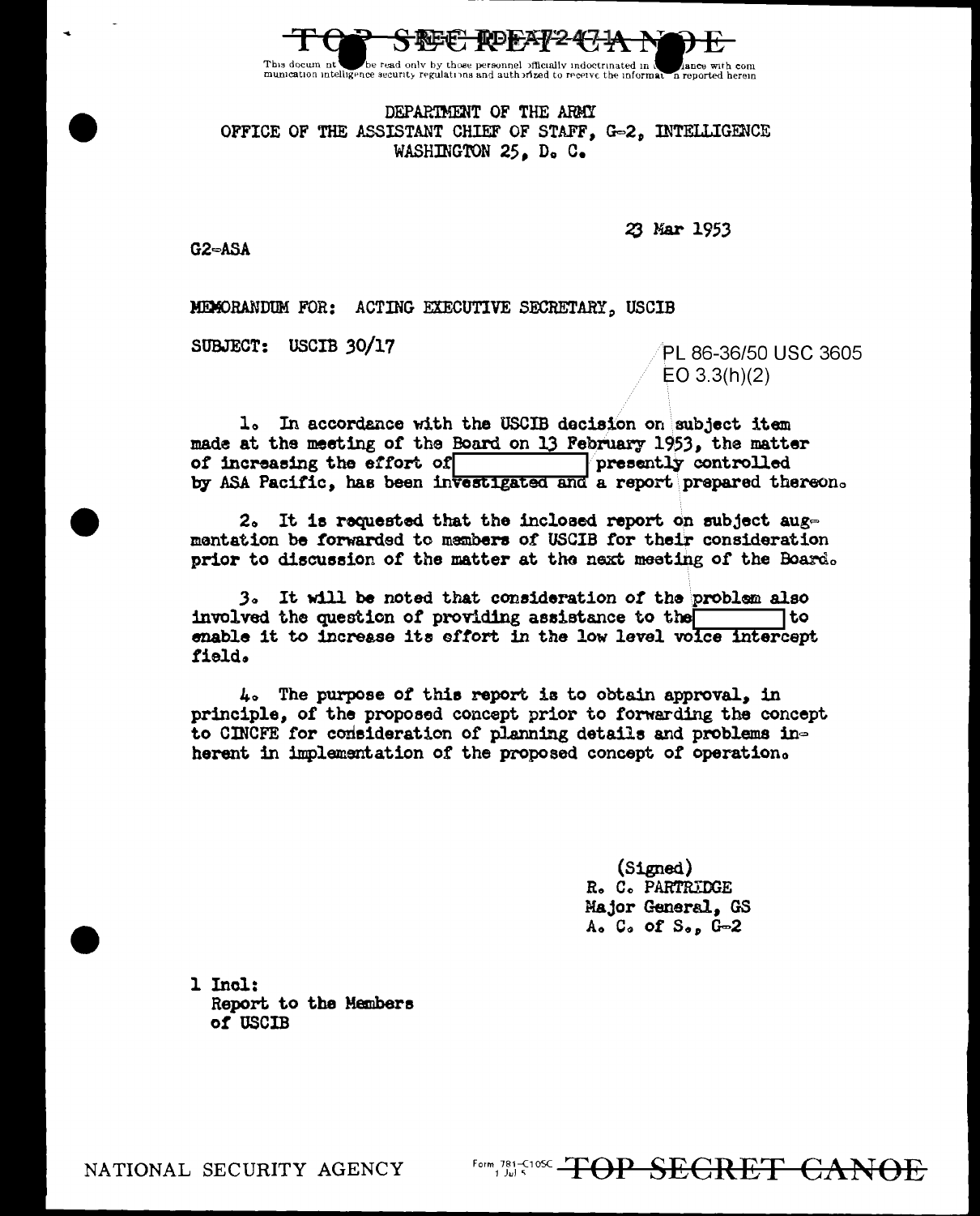TOP SECRET CANOE

This document be read only by those personnel officially indoctrinated in accordance with communication intelligence security regulations and authorized to receive the information reported herein

DEPARTMENT OF THE ARMY
OFFICE OF THE ASSISTANT CHIEF OF STAFF, G-2, INTELLIGENCE
WASHINGTON 25, D. C.

23 Mar 1953

G2-ASA

MEMORANDUM FOR: ACTING EXECUTIVE SECRETARY, USCIB

SUBJECT: USCIB 30/17

PL 86-36/50 USC 3605
EO 3.3(h)(2)

1. In accordance with the USCIB decision on subject item made at the meeting of the Board on 13 February 1953, the matter of increasing the effort of [REDACTED] presently controlled by ASA Pacific, has been investigated and a report prepared thereon.

2. It is requested that the inclosed report on subject augmentation be forwarded to members of USCIB for their consideration prior to discussion of the matter at the next meeting of the Board.

3. It will be noted that consideration of the problem also involved the question of providing assistance to the [REDACTED] to enable it to increase its effort in the low level voice intercept field.

4. The purpose of this report is to obtain approval, in principle, of the proposed concept prior to forwarding the concept to CINCFE for consideration of planning details and problems inherent in implementation of the proposed concept of operation.

(Signed)
R. C. PARTRIDGE
Major General, GS
A. C. of S., G-2

1 Incl:
Report to the Members of USCIB

NATIONAL SECURITY AGENCY

TOP SECRET CANOE